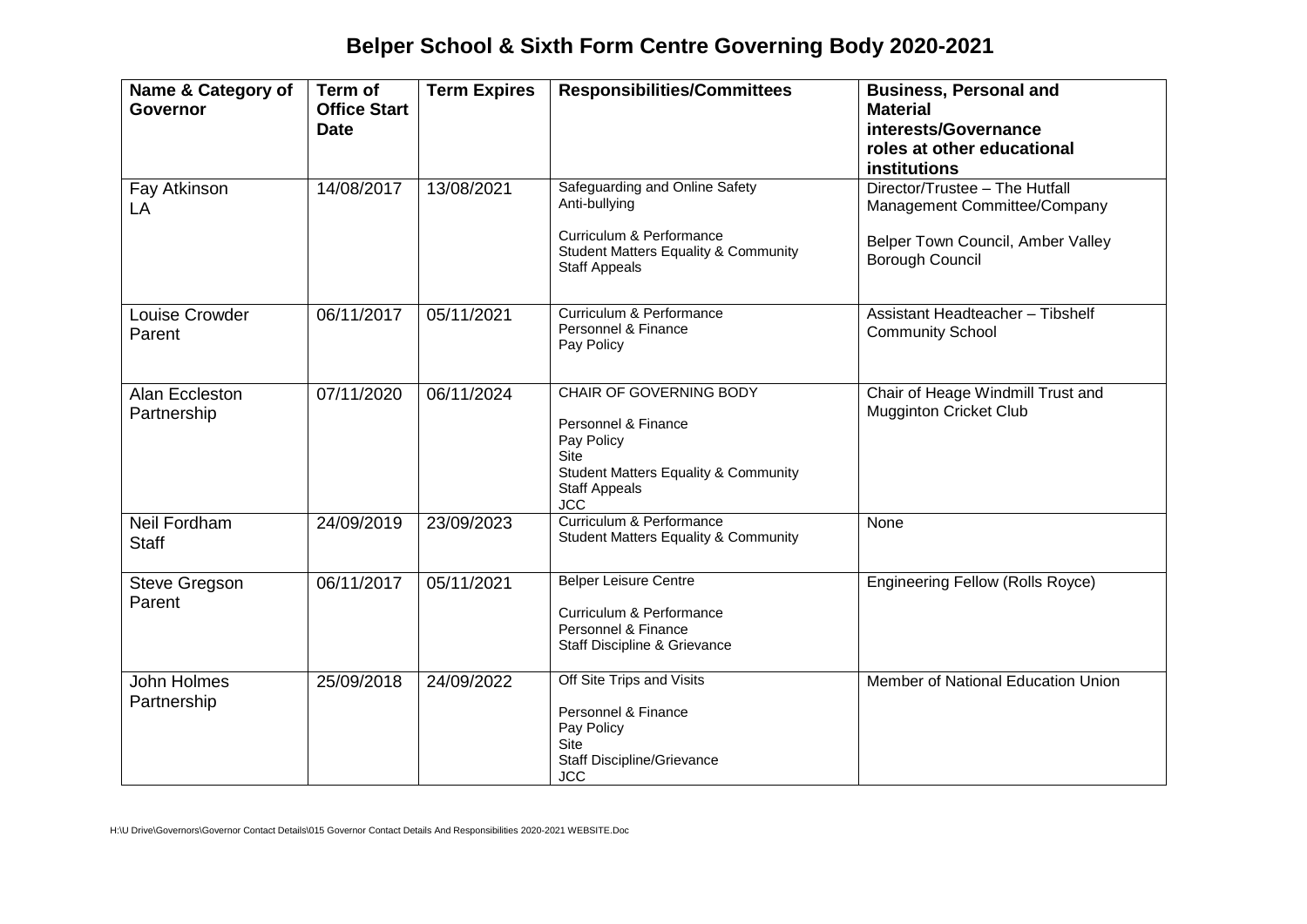# Belper School & Sixth Form Centre Governing Body 2020-2021

| Name & Category of Governor | Term of Office Start Date | Term Expires | Responsibilities/Committees | Business, Personal and Material interests/Governance roles at other educational institutions |
|---|---|---|---|---|
| Fay Atkinson<br>LA | 14/08/2017 | 13/08/2021 | Safeguarding and Online Safety<br>Anti-bullying<br><br>Curriculum & Performance<br>Student Matters Equality & Community<br>Staff Appeals | Director/Trustee – The Hutfall Management Committee/Company<br><br>Belper Town Council, Amber Valley Borough Council |
| Louise Crowder<br>Parent | 06/11/2017 | 05/11/2021 | Curriculum & Performance<br>Personnel & Finance<br>Pay Policy | Assistant Headteacher – Tibshelf Community School |
| Alan Eccleston<br>Partnership | 07/11/2020 | 06/11/2024 | CHAIR OF GOVERNING BODY<br><br>Personnel & Finance<br>Pay Policy<br>Site<br>Student Matters Equality & Community<br>Staff Appeals<br>JCC | Chair of Heage Windmill Trust and Mugginton Cricket Club |
| Neil Fordham<br>Staff | 24/09/2019 | 23/09/2023 | Curriculum & Performance<br>Student Matters Equality & Community | None |
| Steve Gregson<br>Parent | 06/11/2017 | 05/11/2021 | Belper Leisure Centre<br><br>Curriculum & Performance<br>Personnel & Finance<br>Staff Discipline & Grievance | Engineering Fellow (Rolls Royce) |
| John Holmes<br>Partnership | 25/09/2018 | 24/09/2022 | Off Site Trips and Visits<br><br>Personnel & Finance<br>Pay Policy<br>Site<br>Staff Discipline/Grievance<br>JCC | Member of National Education Union |

H:\U Drive\Governors\Governor Contact Details\015 Governor Contact Details And Responsibilities 2020-2021 WEBSITE.Doc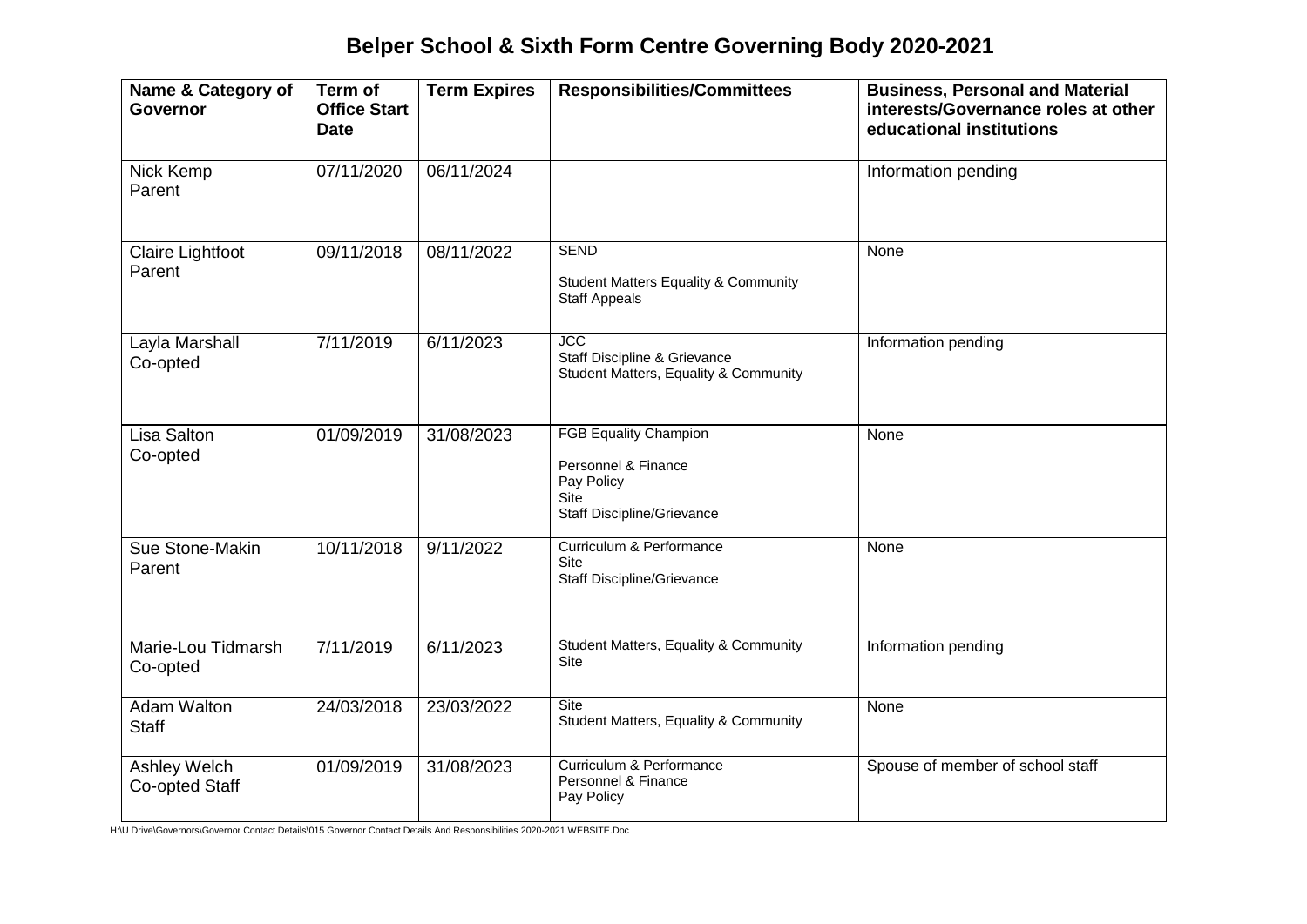# Belper School & Sixth Form Centre Governing Body 2020-2021

| Name & Category of Governor | Term of Office Start Date | Term Expires | Responsibilities/Committees | Business, Personal and Material interests/Governance roles at other educational institutions |
|---|---|---|---|---|
| Nick Kemp<br>Parent | 07/11/2020 | 06/11/2024 | | Information pending |
| Claire Lightfoot<br>Parent | 09/11/2018 | 08/11/2022 | SEND<br><br>Student Matters Equality & Community<br>Staff Appeals | None |
| Layla Marshall<br>Co-opted | 7/11/2019 | 6/11/2023 | JCC<br>Staff Discipline & Grievance<br>Student Matters, Equality & Community | Information pending |
| Lisa Salton<br>Co-opted | 01/09/2019 | 31/08/2023 | FGB Equality Champion<br><br>Personnel & Finance<br>Pay Policy<br>Site<br>Staff Discipline/Grievance | None |
| Sue Stone-Makin<br>Parent | 10/11/2018 | 9/11/2022 | Curriculum & Performance<br>Site<br>Staff Discipline/Grievance | None |
| Marie-Lou Tidmarsh<br>Co-opted | 7/11/2019 | 6/11/2023 | Student Matters, Equality & Community<br>Site | Information pending |
| Adam Walton<br>Staff | 24/03/2018 | 23/03/2022 | Site<br>Student Matters, Equality & Community | None |
| Ashley Welch<br>Co-opted Staff | 01/09/2019 | 31/08/2023 | Curriculum & Performance<br>Personnel & Finance<br>Pay Policy | Spouse of member of school staff |

H:\U Drive\Governors\Governor Contact Details\015 Governor Contact Details And Responsibilities 2020-2021 WEBSITE.Doc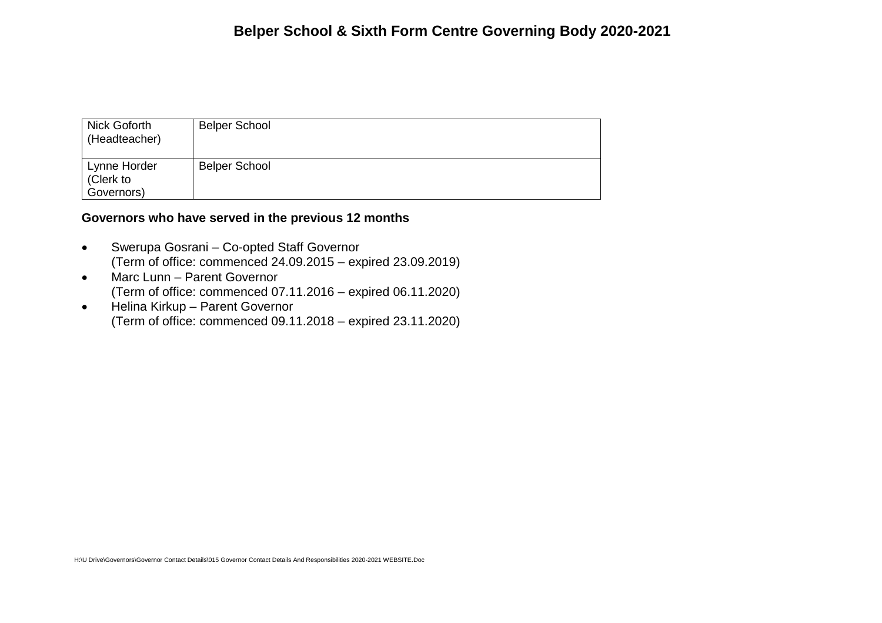| | |
|---|---|
| Nick Goforth (Headteacher) | Belper School |
| Lynne Horder (Clerk to Governors) | Belper School |

**Governors who have served in the previous 12 months**

- Swerupa Gosrani – Co-opted Staff Governor
  (Term of office: commenced 24.09.2015 – expired 23.09.2019)
- Marc Lunn – Parent Governor
  (Term of office: commenced 07.11.2016 – expired 06.11.2020)
- Helina Kirkup – Parent Governor
  (Term of office: commenced 09.11.2018 – expired 23.11.2020)